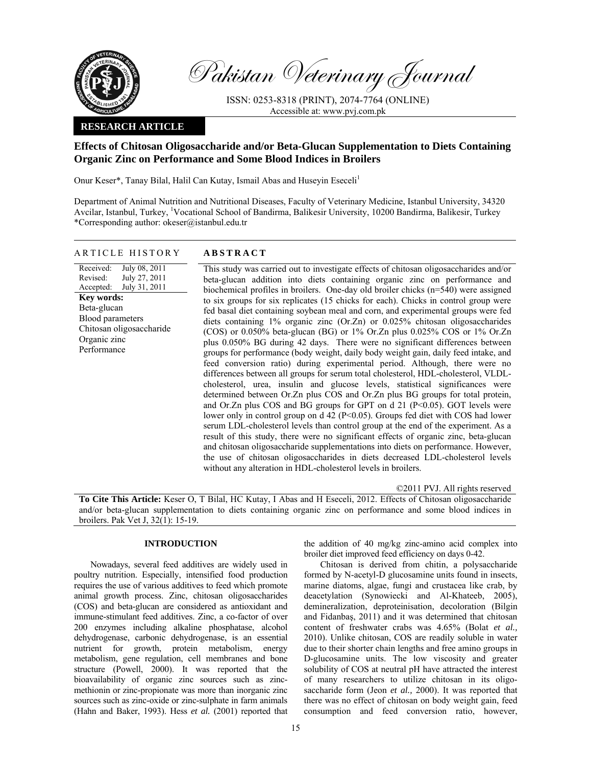Pakistan Veterinary Journal

ISSN: 0253-8318 (PRINT), 2074-7764 (ONLINE)
Accessible at: www.pvj.com.pk

**RESEARCH ARTICLE**

# Effects of Chitosan Oligosaccharide and/or Beta-Glucan Supplementation to Diets Containing Organic Zinc on Performance and Some Blood Indices in Broilers

Onur Keser*, Tanay Bilal, Halil Can Kutay, Ismail Abas and Huseyin Eseceli[1]

Department of Animal Nutrition and Nutritional Diseases, Faculty of Veterinary Medicine, Istanbul University, 34320 Avcilar, Istanbul, Turkey, [1]Vocational School of Bandirma, Balikesir University, 10200 Bandirma, Balikesir, Turkey
*Corresponding author: okeser@istanbul.edu.tr

## ARTICLE HISTORY

Received: July 08, 2011
Revised: July 27, 2011
Accepted: July 31, 2011

**Key words:**
Beta-glucan
Blood parameters
Chitosan oligosaccharide
Organic zinc
Performance

## ABSTRACT

This study was carried out to investigate effects of chitosan oligosaccharides and/or beta-glucan addition into diets containing organic zinc on performance and biochemical profiles in broilers. One-day old broiler chicks (n=540) were assigned to six groups for six replicates (15 chicks for each). Chicks in control group were fed basal diet containing soybean meal and corn, and experimental groups were fed diets containing 1% organic zinc (Or.Zn) or 0.025% chitosan oligosaccharides (COS) or 0.050% beta-glucan (BG) or 1% Or.Zn plus 0.025% COS or 1% Or.Zn plus 0.050% BG during 42 days. There were no significant differences between groups for performance (body weight, daily body weight gain, daily feed intake, and feed conversion ratio) during experimental period. Although, there were no differences between all groups for serum total cholesterol, HDL-cholesterol, VLDL-cholesterol, urea, insulin and glucose levels, statistical significances were determined between Or.Zn plus COS and Or.Zn plus BG groups for total protein, and Or.Zn plus COS and BG groups for GPT on d 21 ($P<0.05$). GOT levels were lower only in control group on d 42 ($P<0.05$). Groups fed diet with COS had lower serum LDL-cholesterol levels than control group at the end of the experiment. As a result of this study, there were no significant effects of organic zinc, beta-glucan and chitosan oligosaccharide supplementations into diets on performance. However, the use of chitosan oligosaccharides in diets decreased LDL-cholesterol levels without any alteration in HDL-cholesterol levels in broilers.

©2011 PVJ. All rights reserved

**To Cite This Article:** Keser O, T Bilal, HC Kutay, I Abas and H Eseceli, 2012. Effects of Chitosan oligosaccharide and/or beta-glucan supplementation to diets containing organic zinc on performance and some blood indices in broilers. Pak Vet J, 32(1): 15-19.

## INTRODUCTION

Nowadays, several feed additives are widely used in poultry nutrition. Especially, intensified food production requires the use of various additives to feed which promote animal growth process. Zinc, chitosan oligosaccharides (COS) and beta-glucan are considered as antioxidant and immune-stimulant feed additives. Zinc, a co-factor of over 200 enzymes including alkaline phosphatase, alcohol dehydrogenase, carbonic dehydrogenase, is an essential nutrient for growth, protein metabolism, energy metabolism, gene regulation, cell membranes and bone structure (Powell, 2000). It was reported that the bioavailability of organic zinc sources such as zinc-methionin or zinc-propionate was more than inorganic zinc sources such as zinc-oxide or zinc-sulphate in farm animals (Hahn and Baker, 1993). Hess *et al.* (2001) reported that the addition of 40 mg/kg zinc-amino acid complex into broiler diet improved feed efficiency on days 0-42.

Chitosan is derived from chitin, a polysaccharide formed by N-acetyl-D glucosamine units found in insects, marine diatoms, algae, fungi and crustacea like crab, by deacetylation (Synowiecki and Al-Khateeb, 2005), demineralization, deproteinisation, decoloration (Bilgin and Fidanbaş, 2011) and it was determined that chitosan content of freshwater crabs was 4.65% (Bolat *et al.,* 2010). Unlike chitosan, COS are readily soluble in water due to their shorter chain lengths and free amino groups in D-glucosamine units. The low viscosity and greater solubility of COS at neutral pH have attracted the interest of many researchers to utilize chitosan in its oligosaccharide form (Jeon *et al.,* 2000). It was reported that there was no effect of chitosan on body weight gain, feed consumption and feed conversion ratio, however,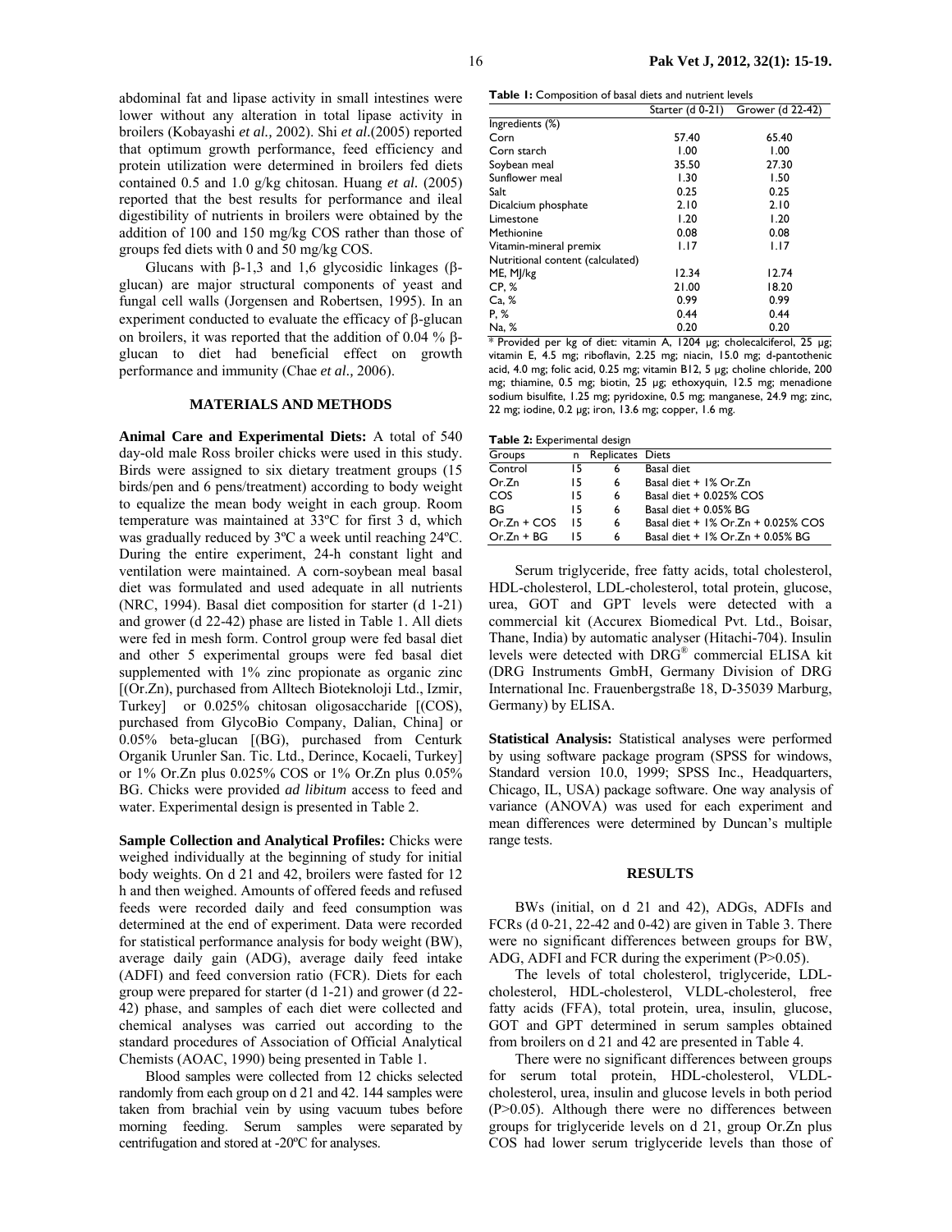abdominal fat and lipase activity in small intestines were lower without any alteration in total lipase activity in broilers (Kobayashi *et al.,* 2002). Shi *et al.*(2005) reported that optimum growth performance, feed efficiency and protein utilization were determined in broilers fed diets contained 0.5 and 1.0 g/kg chitosan. Huang *et al.* (2005) reported that the best results for performance and ileal digestibility of nutrients in broilers were obtained by the addition of 100 and 150 mg/kg COS rather than those of groups fed diets with 0 and 50 mg/kg COS.

Glucans with β-1,3 and 1,6 glycosidic linkages (β-glucan) are major structural components of yeast and fungal cell walls (Jorgensen and Robertsen, 1995). In an experiment conducted to evaluate the efficacy of β-glucan on broilers, it was reported that the addition of 0.04 % β-glucan to diet had beneficial effect on growth performance and immunity (Chae *et al.,* 2006).

## MATERIALS AND METHODS

**Animal Care and Experimental Diets:** A total of 540 day-old male Ross broiler chicks were used in this study. Birds were assigned to six dietary treatment groups (15 birds/pen and 6 pens/treatment) according to body weight to equalize the mean body weight in each group. Room temperature was maintained at 33ºC for first 3 d, which was gradually reduced by 3ºC a week until reaching 24ºC. During the entire experiment, 24-h constant light and ventilation were maintained. A corn-soybean meal basal diet was formulated and used adequate in all nutrients (NRC, 1994). Basal diet composition for starter (d 1-21) and grower (d 22-42) phase are listed in Table 1. All diets were fed in mesh form. Control group were fed basal diet and other 5 experimental groups were fed basal diet supplemented with 1% zinc propionate as organic zinc [(Or.Zn), purchased from Alltech Bioteknoloji Ltd., Izmir, Turkey] or 0.025% chitosan oligosaccharide [(COS), purchased from GlycoBio Company, Dalian, China] or 0.05% beta-glucan [(BG), purchased from Centurk Organik Urunler San. Tic. Ltd., Derince, Kocaeli, Turkey] or 1% Or.Zn plus 0.025% COS or 1% Or.Zn plus 0.05% BG. Chicks were provided *ad libitum* access to feed and water. Experimental design is presented in Table 2.

**Sample Collection and Analytical Profiles:** Chicks were weighed individually at the beginning of study for initial body weights. On d 21 and 42, broilers were fasted for 12 h and then weighed. Amounts of offered feeds and refused feeds were recorded daily and feed consumption was determined at the end of experiment. Data were recorded for statistical performance analysis for body weight (BW), average daily gain (ADG), average daily feed intake (ADFI) and feed conversion ratio (FCR). Diets for each group were prepared for starter (d 1-21) and grower (d 22-42) phase, and samples of each diet were collected and chemical analyses was carried out according to the standard procedures of Association of Official Analytical Chemists (AOAC, 1990) being presented in Table 1.

Blood samples were collected from 12 chicks selected randomly from each group on d 21 and 42. 144 samples were taken from brachial vein by using vacuum tubes before morning feeding. Serum samples were separated by centrifugation and stored at -20ºC for analyses.

**Table 1:** Composition of basal diets and nutrient levels

| | Starter (d 0-21) | Grower (d 22-42) |
|---|---|---|
| Ingredients (%) | | |
| Corn | 57.40 | 65.40 |
| Corn starch | 1.00 | 1.00 |
| Soybean meal | 35.50 | 27.30 |
| Sunflower meal | 1.30 | 1.50 |
| Salt | 0.25 | 0.25 |
| Dicalcium phosphate | 2.10 | 2.10 |
| Limestone | 1.20 | 1.20 |
| Methionine | 0.08 | 0.08 |
| Vitamin-mineral premix | 1.17 | 1.17 |
| Nutritional content (calculated) | | |
| ME, MJ/kg | 12.34 | 12.74 |
| CP, % | 21.00 | 18.20 |
| Ca, % | 0.99 | 0.99 |
| P, % | 0.44 | 0.44 |
| Na, % | 0.20 | 0.20 |

* Provided per kg of diet: vitamin A, 1204 μg; cholecalciferol, 25 μg; vitamin E, 4.5 mg; riboflavin, 2.25 mg; niacin, 15.0 mg; d-pantothenic acid, 4.0 mg; folic acid, 0.25 mg; vitamin B12, 5 μg; choline chloride, 200 mg; thiamine, 0.5 mg; biotin, 25 μg; ethoxyquin, 12.5 mg; menadione sodium bisulfite, 1.25 mg; pyridoxine, 0.5 mg; manganese, 24.9 mg; zinc, 22 mg; iodine, 0.2 μg; iron, 13.6 mg; copper, 1.6 mg.

**Table 2:** Experimental design

| Groups | n | Replicates | Diets |
|---|---|---|---|
| Control | 15 | 6 | Basal diet |
| Or.Zn | 15 | 6 | Basal diet + 1% Or.Zn |
| COS | 15 | 6 | Basal diet + 0.025% COS |
| BG | 15 | 6 | Basal diet + 0.05% BG |
| Or.Zn + COS | 15 | 6 | Basal diet + 1% Or.Zn + 0.025% COS |
| Or.Zn + BG | 15 | 6 | Basal diet + 1% Or.Zn + 0.05% BG |

Serum triglyceride, free fatty acids, total cholesterol, HDL-cholesterol, LDL-cholesterol, total protein, glucose, urea, GOT and GPT levels were detected with a commercial kit (Accurex Biomedical Pvt. Ltd., Boisar, Thane, India) by automatic analyser (Hitachi-704). Insulin levels were detected with DRG® commercial ELISA kit (DRG Instruments GmbH, Germany Division of DRG International Inc. Frauenbergstraße 18, D-35039 Marburg, Germany) by ELISA.

**Statistical Analysis:** Statistical analyses were performed by using software package program (SPSS for windows, Standard version 10.0, 1999; SPSS Inc., Headquarters, Chicago, IL, USA) package software. One way analysis of variance (ANOVA) was used for each experiment and mean differences were determined by Duncan's multiple range tests.

## RESULTS

BWs (initial, on d 21 and 42), ADGs, ADFIs and FCRs (d 0-21, 22-42 and 0-42) are given in Table 3. There were no significant differences between groups for BW, ADG, ADFI and FCR during the experiment ($P>0.05$).

The levels of total cholesterol, triglyceride, LDL-cholesterol, HDL-cholesterol, VLDL-cholesterol, free fatty acids (FFA), total protein, urea, insulin, glucose, GOT and GPT determined in serum samples obtained from broilers on d 21 and 42 are presented in Table 4.

There were no significant differences between groups for serum total protein, HDL-cholesterol, VLDL-cholesterol, urea, insulin and glucose levels in both period ($P>0.05$). Although there were no differences between groups for triglyceride levels on d 21, group Or.Zn plus COS had lower serum triglyceride levels than those of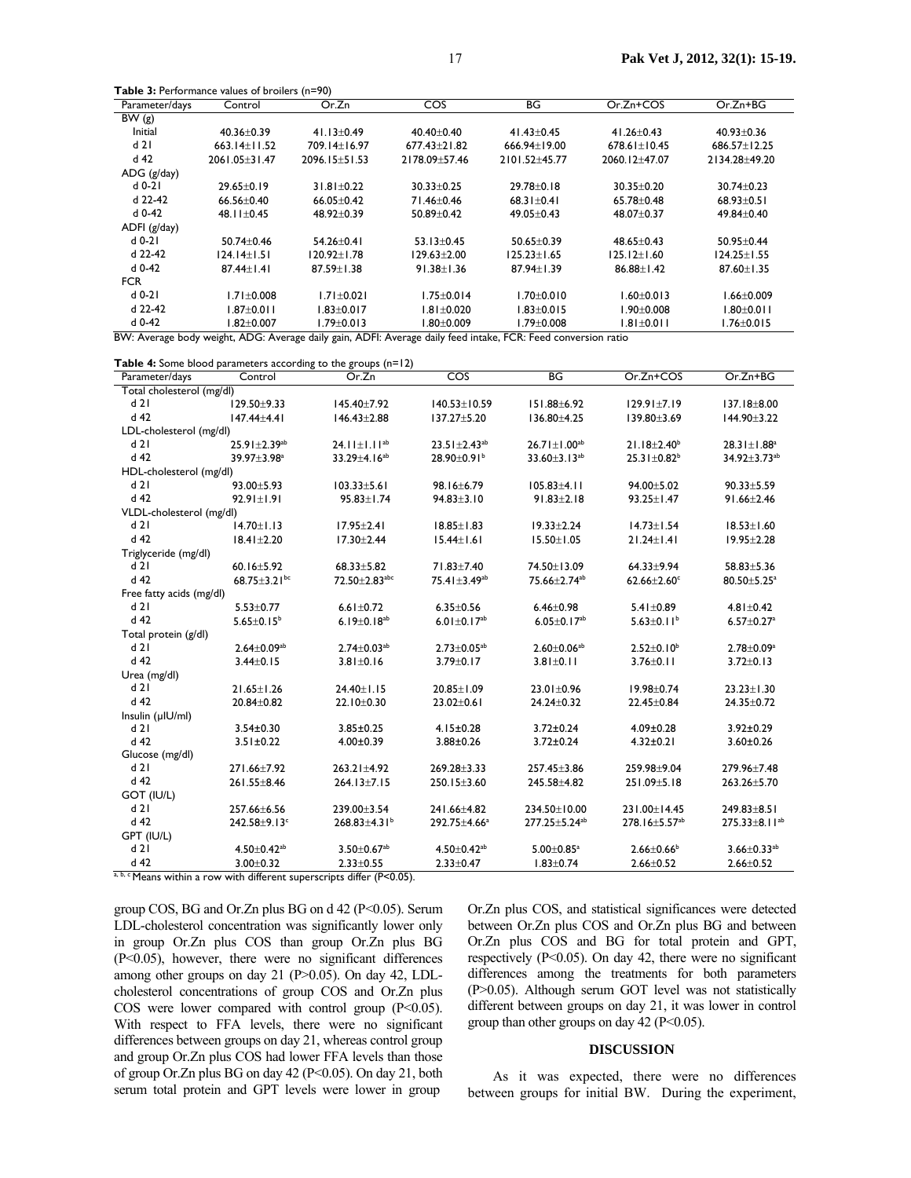**Table 3:** Performance values of broilers (n=90)

| Parameter/days | Control | Or.Zn | COS | BG | Or.Zn+COS | Or.Zn+BG |
|---|---|---|---|---|---|---|
| BW (g) | | | | | | |
| Initial | 40.36±0.39 | 41.13±0.49 | 40.40±0.40 | 41.43±0.45 | 41.26±0.43 | 40.93±0.36 |
| d 21 | 663.14±11.52 | 709.14±16.97 | 677.43±21.82 | 666.94±19.00 | 678.61±10.45 | 686.57±12.25 |
| d 42 | 2061.05±31.47 | 2096.15±51.53 | 2178.09±57.46 | 2101.52±45.77 | 2060.12±47.07 | 2134.28±49.20 |
| ADG (g/day) | | | | | | |
| d 0-21 | 29.65±0.19 | 31.81±0.22 | 30.33±0.25 | 29.78±0.18 | 30.35±0.20 | 30.74±0.23 |
| d 22-42 | 66.56±0.40 | 66.05±0.42 | 71.46±0.46 | 68.31±0.41 | 65.78±0.48 | 68.93±0.51 |
| d 0-42 | 48.11±0.45 | 48.92±0.39 | 50.89±0.42 | 49.05±0.43 | 48.07±0.37 | 49.84±0.40 |
| ADFI (g/day) | | | | | | |
| d 0-21 | 50.74±0.46 | 54.26±0.41 | 53.13±0.45 | 50.65±0.39 | 48.65±0.43 | 50.95±0.44 |
| d 22-42 | 124.14±1.51 | 120.92±1.78 | 129.63±2.00 | 125.23±1.65 | 125.12±1.60 | 124.25±1.55 |
| d 0-42 | 87.44±1.41 | 87.59±1.38 | 91.38±1.36 | 87.94±1.39 | 86.88±1.42 | 87.60±1.35 |
| FCR | | | | | | |
| d 0-21 | 1.71±0.008 | 1.71±0.021 | 1.75±0.014 | 1.70±0.010 | 1.60±0.013 | 1.66±0.009 |
| d 22-42 | 1.87±0.011 | 1.83±0.017 | 1.81±0.020 | 1.83±0.015 | 1.90±0.008 | 1.80±0.011 |
| d 0-42 | 1.82±0.007 | 1.79±0.013 | 1.80±0.009 | 1.79±0.008 | 1.81±0.011 | 1.76±0.015 |

BW: Average body weight, ADG: Average daily gain, ADFI: Average daily feed intake, FCR: Feed conversion ratio

**Table 4:** Some blood parameters according to the groups (n=12)

| Parameter/days | Control | Or.Zn | COS | BG | Or.Zn+COS | Or.Zn+BG |
|---|---|---|---|---|---|---|
| Total cholesterol (mg/dl) | | | | | | |
| d 21 | 129.50±9.33 | 145.40±7.92 | 140.53±10.59 | 151.88±6.92 | 129.91±7.19 | 137.18±8.00 |
| d 42 | 147.44±4.41 | 146.43±2.88 | 137.27±5.20 | 136.80±4.25 | 139.80±3.69 | 144.90±3.22 |
| LDL-cholesterol (mg/dl) | | | | | | |
| d 21 | 25.91±2.39[ab] | 24.11±1.11[ab] | 23.51±2.43[ab] | 26.71±1.00[ab] | 21.18±2.40[b] | 28.31±1.88[a] |
| d 42 | 39.97±3.98[a] | 33.29±4.16[ab] | 28.90±0.91[b] | 33.60±3.13[ab] | 25.31±0.82[b] | 34.92±3.73[ab] |
| HDL-cholesterol (mg/dl) | | | | | | |
| d 21 | 93.00±5.93 | 103.33±5.61 | 98.16±6.79 | 105.83±4.11 | 94.00±5.02 | 90.33±5.59 |
| d 42 | 92.91±1.91 | 95.83±1.74 | 94.83±3.10 | 91.83±2.18 | 93.25±1.47 | 91.66±2.46 |
| VLDL-cholesterol (mg/dl) | | | | | | |
| d 21 | 14.70±1.13 | 17.95±2.41 | 18.85±1.83 | 19.33±2.24 | 14.73±1.54 | 18.53±1.60 |
| d 42 | 18.41±2.20 | 17.30±2.44 | 15.44±1.61 | 15.50±1.05 | 21.24±1.41 | 19.95±2.28 |
| Triglyceride (mg/dl) | | | | | | |
| d 21 | 60.16±5.92 | 68.33±5.82 | 71.83±7.40 | 74.50±13.09 | 64.33±9.94 | 58.83±5.36 |
| d 42 | 68.75±3.21[bc] | 72.50±2.83[abc] | 75.41±3.49[ab] | 75.66±2.74[ab] | 62.66±2.60[c] | 80.50±5.25[a] |
| Free fatty acids (mg/dl) | | | | | | |
| d 21 | 5.53±0.77 | 6.61±0.72 | 6.35±0.56 | 6.46±0.98 | 5.41±0.89 | 4.81±0.42 |
| d 42 | 5.65±0.15[b] | 6.19±0.18[ab] | 6.01±0.17[ab] | 6.05±0.17[ab] | 5.63±0.11[b] | 6.57±0.27[a] |
| Total protein (g/dl) | | | | | | |
| d 21 | 2.64±0.09[ab] | 2.74±0.03[ab] | 2.73±0.05[ab] | 2.60±0.06[ab] | 2.52±0.10[b] | 2.78±0.09[a] |
| d 42 | 3.44±0.15 | 3.81±0.16 | 3.79±0.17 | 3.81±0.11 | 3.76±0.11 | 3.72±0.13 |
| Urea (mg/dl) | | | | | | |
| d 21 | 21.65±1.26 | 24.40±1.15 | 20.85±1.09 | 23.01±0.96 | 19.98±0.74 | 23.23±1.30 |
| d 42 | 20.84±0.82 | 22.10±0.30 | 23.02±0.61 | 24.24±0.32 | 22.45±0.84 | 24.35±0.72 |
| Insulin (µIU/ml) | | | | | | |
| d 21 | 3.54±0.30 | 3.85±0.25 | 4.15±0.28 | 3.72±0.24 | 4.09±0.28 | 3.92±0.29 |
| d 42 | 3.51±0.22 | 4.00±0.39 | 3.88±0.26 | 3.72±0.24 | 4.32±0.21 | 3.60±0.26 |
| Glucose (mg/dl) | | | | | | |
| d 21 | 271.66±7.92 | 263.21±4.92 | 269.28±3.33 | 257.45±3.86 | 259.98±9.04 | 279.96±7.48 |
| d 42 | 261.55±8.46 | 264.13±7.15 | 250.15±3.60 | 245.58±4.82 | 251.09±5.18 | 263.26±5.70 |
| GOT (IU/L) | | | | | | |
| d 21 | 257.66±6.56 | 239.00±3.54 | 241.66±4.82 | 234.50±10.00 | 231.00±14.45 | 249.83±8.51 |
| d 42 | 242.58±9.13[c] | 268.83±4.31[b] | 292.75±4.66[a] | 277.25±5.24[ab] | 278.16±5.57[ab] | 275.33±8.11[ab] |
| GPT (IU/L) | | | | | | |
| d 21 | 4.50±0.42[ab] | 3.50±0.67[ab] | 4.50±0.42[ab] | 5.00±0.85[a] | 2.66±0.66[b] | 3.66±0.33[ab] |
| d 42 | 3.00±0.32 | 2.33±0.55 | 2.33±0.47 | 1.83±0.74 | 2.66±0.52 | 2.66±0.52 |

[a, b, c] Means within a row with different superscripts differ ($P<0.05$).

group COS, BG and Or.Zn plus BG on d 42 ($P<0.05$). Serum LDL-cholesterol concentration was significantly lower only in group Or.Zn plus COS than group Or.Zn plus BG ($P<0.05$), however, there were no significant differences among other groups on day 21 ($P>0.05$). On day 42, LDL-cholesterol concentrations of group COS and Or.Zn plus COS were lower compared with control group ($P<0.05$). With respect to FFA levels, there were no significant differences between groups on day 21, whereas control group and group Or.Zn plus COS had lower FFA levels than those of group Or.Zn plus BG on day 42 ($P<0.05$). On day 21, both serum total protein and GPT levels were lower in group Or.Zn plus COS, and statistical significances were detected between Or.Zn plus COS and Or.Zn plus BG and between Or.Zn plus COS and BG for total protein and GPT, respectively ($P<0.05$). On day 42, there were no significant differences among the treatments for both parameters ($P>0.05$). Although serum GOT level was not statistically different between groups on day 21, it was lower in control group than other groups on day 42 ($P<0.05$).

## DISCUSSION

As it was expected, there were no differences between groups for initial BW. During the experiment,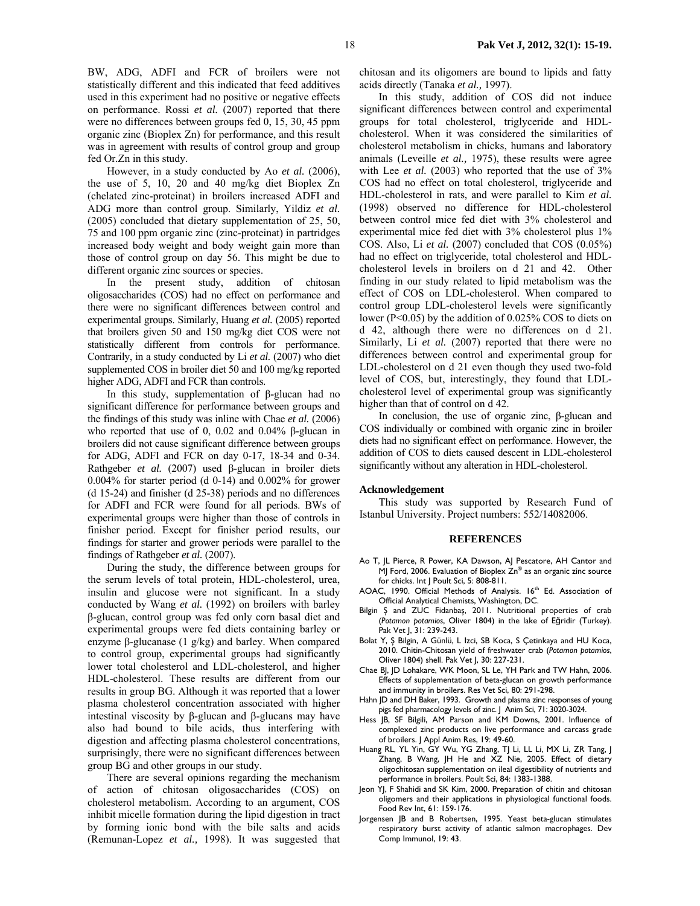BW, ADG, ADFI and FCR of broilers were not statistically different and this indicated that feed additives used in this experiment had no positive or negative effects on performance. Rossi *et al.* (2007) reported that there were no differences between groups fed 0, 15, 30, 45 ppm organic zinc (Bioplex Zn) for performance, and this result was in agreement with results of control group and group fed Or.Zn in this study.

However, in a study conducted by Ao *et al.* (2006), the use of 5, 10, 20 and 40 mg/kg diet Bioplex Zn (chelated zinc-proteinat) in broilers increased ADFI and ADG more than control group. Similarly, Yildiz *et al.* (2005) concluded that dietary supplementation of 25, 50, 75 and 100 ppm organic zinc (zinc-proteinat) in partridges increased body weight and body weight gain more than those of control group on day 56. This might be due to different organic zinc sources or species.

In the present study, addition of chitosan oligosaccharides (COS) had no effect on performance and there were no significant differences between control and experimental groups. Similarly, Huang *et al.* (2005) reported that broilers given 50 and 150 mg/kg diet COS were not statistically different from controls for performance. Contrarily, in a study conducted by Li *et al.* (2007) who diet supplemented COS in broiler diet 50 and 100 mg/kg reported higher ADG, ADFI and FCR than controls.

In this study, supplementation of β-glucan had no significant difference for performance between groups and the findings of this study was inline with Chae *et al.* (2006) who reported that use of 0, 0.02 and 0.04% β-glucan in broilers did not cause significant difference between groups for ADG, ADFI and FCR on day 0-17, 18-34 and 0-34. Rathgeber *et al.* (2007) used β-glucan in broiler diets 0.004% for starter period (d 0-14) and 0.002% for grower (d 15-24) and finisher (d 25-38) periods and no differences for ADFI and FCR were found for all periods. BWs of experimental groups were higher than those of controls in finisher period. Except for finisher period results, our findings for starter and grower periods were parallel to the findings of Rathgeber *et al.* (2007).

During the study, the difference between groups for the serum levels of total protein, HDL-cholesterol, urea, insulin and glucose were not significant. In a study conducted by Wang *et al.* (1992) on broilers with barley β-glucan, control group was fed only corn basal diet and experimental groups were fed diets containing barley or enzyme β-glucanase (1 g/kg) and barley. When compared to control group, experimental groups had significantly lower total cholesterol and LDL-cholesterol, and higher HDL-cholesterol. These results are different from our results in group BG. Although it was reported that a lower plasma cholesterol concentration associated with higher intestinal viscosity by β-glucan and β-glucans may have also had bound to bile acids, thus interfering with digestion and affecting plasma cholesterol concentrations, surprisingly, there were no significant differences between group BG and other groups in our study.

There are several opinions regarding the mechanism of action of chitosan oligosaccharides (COS) on cholesterol metabolism. According to an argument, COS inhibit micelle formation during the lipid digestion in tract by forming ionic bond with the bile salts and acids (Remunan-Lopez *et al.,* 1998). It was suggested that chitosan and its oligomers are bound to lipids and fatty acids directly (Tanaka *et al.,* 1997).

In this study, addition of COS did not induce significant differences between control and experimental groups for total cholesterol, triglyceride and HDL-cholesterol. When it was considered the similarities of cholesterol metabolism in chicks, humans and laboratory animals (Leveille *et al.,* 1975), these results were agree with Lee *et al.* (2003) who reported that the use of 3% COS had no effect on total cholesterol, triglyceride and HDL-cholesterol in rats, and were parallel to Kim *et al.* (1998) observed no difference for HDL-cholesterol between control mice fed diet with 3% cholesterol and experimental mice fed diet with 3% cholesterol plus 1% COS. Also, Li *et al.* (2007) concluded that COS (0.05%) had no effect on triglyceride, total cholesterol and HDL-cholesterol levels in broilers on d 21 and 42. Other finding in our study related to lipid metabolism was the effect of COS on LDL-cholesterol. When compared to control group LDL-cholesterol levels were significantly lower ($P<0.05$) by the addition of 0.025% COS to diets on d 42, although there were no differences on d 21. Similarly, Li *et al.* (2007) reported that there were no differences between control and experimental group for LDL-cholesterol on d 21 even though they used two-fold level of COS, but, interestingly, they found that LDL-cholesterol level of experimental group was significantly higher than that of control on d 42.

In conclusion, the use of organic zinc, β-glucan and COS individually or combined with organic zinc in broiler diets had no significant effect on performance. However, the addition of COS to diets caused descent in LDL-cholesterol significantly without any alteration in HDL-cholesterol.

## Acknowledgement

This study was supported by Research Fund of Istanbul University. Project numbers: 552/14082006.

## REFERENCES

Ao T, JL Pierce, R Power, KA Dawson, AJ Pescatore, AH Cantor and MJ Ford, 2006. Evaluation of Bioplex Zn® as an organic zinc source for chicks. Int J Poult Sci, 5: 808-811.

AOAC, 1990. Official Methods of Analysis. 16th Ed. Association of Official Analytical Chemists, Washington, DC.

Bilgin Ş and ZUC Fidanbaş, 2011. Nutritional properties of crab (*Potamon potamios*, Oliver 1804) in the lake of Eğridir (Turkey). Pak Vet J, 31: 239-243.

Bolat Y, Ş Bilgin, A Günlü, L Izci, SB Koca, S Çetinkaya and HU Koca, 2010. Chitin-Chitosan yield of freshwater crab (*Potamon potamios*, Oliver 1804) shell. Pak Vet J, 30: 227-231.

Chae BJ, JD Lohakare, WK Moon, SL Le, YH Park and TW Hahn, 2006. Effects of supplementation of beta-glucan on growth performance and immunity in broilers. Res Vet Sci, 80: 291-298.

Hahn JD and DH Baker, 1993. Growth and plasma zinc responses of young pigs fed pharmacology levels of zinc. J Anim Sci, 71: 3020-3024.

Hess JB, SF Bilgili, AM Parson and KM Downs, 2001. Influence of complexed zinc products on live performance and carcass grade of broilers. J Appl Anim Res, 19: 49-60.

Huang RL, YL Yin, GY Wu, YG Zhang, TJ Li, LL Li, MX Li, ZR Tang, J Zhang, B Wang, JH He and XZ Nie, 2005. Effect of dietary oligochitosan supplementation on ileal digestibility of nutrients and performance in broilers. Poult Sci, 84: 1383-1388.

Jeon YJ, F Shahidi and SK Kim, 2000. Preparation of chitin and chitosan oligomers and their applications in physiological functional foods. Food Rev Int, 61: 159-176.

Jorgensen JB and B Robertsen, 1995. Yeast beta-glucan stimulates respiratory burst activity of atlantic salmon macrophages. Dev Comp Immunol, 19: 43.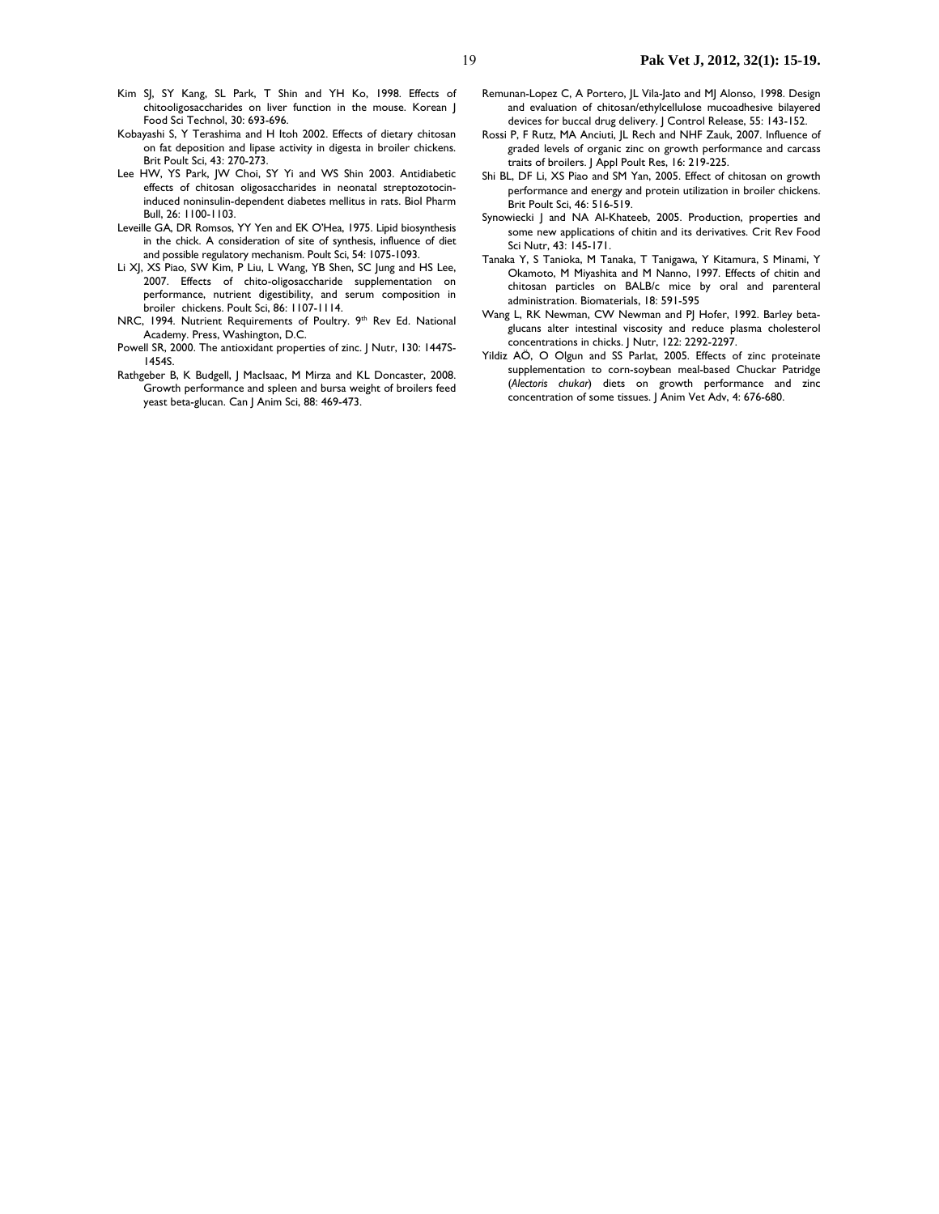Kim SJ, SY Kang, SL Park, T Shin and YH Ko, 1998. Effects of chitooligosaccharides on liver function in the mouse. Korean J Food Sci Technol, 30: 693-696.

Kobayashi S, Y Terashima and H Itoh 2002. Effects of dietary chitosan on fat deposition and lipase activity in digesta in broiler chickens. Brit Poult Sci, 43: 270-273.

Lee HW, YS Park, JW Choi, SY Yi and WS Shin 2003. Antidiabetic effects of chitosan oligosaccharides in neonatal streptozotocin-induced noninsulin-dependent diabetes mellitus in rats. Biol Pharm Bull, 26: 1100-1103.

Leveille GA, DR Romsos, YY Yen and EK O'Hea, 1975. Lipid biosynthesis in the chick. A consideration of site of synthesis, influence of diet and possible regulatory mechanism. Poult Sci, 54: 1075-1093.

Li XJ, XS Piao, SW Kim, P Liu, L Wang, YB Shen, SC Jung and HS Lee, 2007. Effects of chito-oligosaccharide supplementation on performance, nutrient digestibility, and serum composition in broiler chickens. Poult Sci, 86: 1107-1114.

NRC, 1994. Nutrient Requirements of Poultry. 9th Rev Ed. National Academy. Press, Washington, D.C.

Powell SR, 2000. The antioxidant properties of zinc. J Nutr, 130: 1447S-1454S.

Rathgeber B, K Budgell, J MacIsaac, M Mirza and KL Doncaster, 2008. Growth performance and spleen and bursa weight of broilers feed yeast beta-glucan. Can J Anim Sci, 88: 469-473.

Remunan-Lopez C, A Portero, JL Vila-Jato and MJ Alonso, 1998. Design and evaluation of chitosan/ethylcellulose mucoadhesive bilayered devices for buccal drug delivery. J Control Release, 55: 143-152.

Rossi P, F Rutz, MA Anciuti, JL Rech and NHF Zauk, 2007. Influence of graded levels of organic zinc on growth performance and carcass traits of broilers. J Appl Poult Res, 16: 219-225.

Shi BL, DF Li, XS Piao and SM Yan, 2005. Effect of chitosan on growth performance and energy and protein utilization in broiler chickens. Brit Poult Sci, 46: 516-519.

Synowiecki J and NA Al-Khateeb, 2005. Production, properties and some new applications of chitin and its derivatives. Crit Rev Food Sci Nutr, 43: 145-171.

Tanaka Y, S Tanioka, M Tanaka, T Tanigawa, Y Kitamura, S Minami, Y Okamoto, M Miyashita and M Nanno, 1997. Effects of chitin and chitosan particles on BALB/c mice by oral and parenteral administration. Biomaterials, 18: 591-595

Wang L, RK Newman, CW Newman and PJ Hofer, 1992. Barley beta-glucans alter intestinal viscosity and reduce plasma cholesterol concentrations in chicks. J Nutr, 122: 2292-2297.

Yildiz AÖ, O Olgun and SS Parlat, 2005. Effects of zinc proteinate supplementation to corn-soybean meal-based Chuckar Patridge (*Alectoris chukar*) diets on growth performance and zinc concentration of some tissues. J Anim Vet Adv, 4: 676-680.